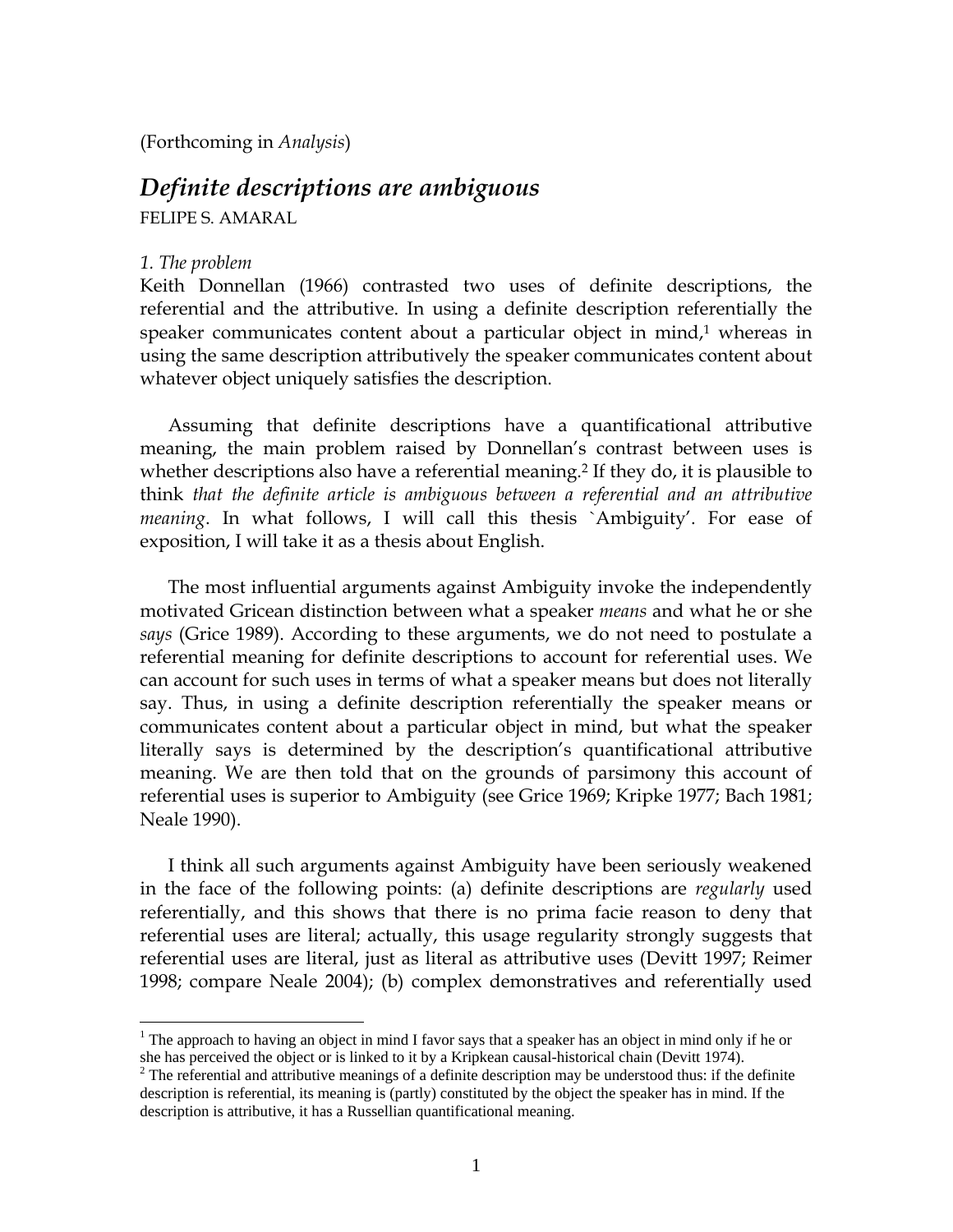(Forthcoming in *Analysis*)

# *Definite descriptions are ambiguous*

FELIPE S. AMARAL

## *1. The problem*

Keith Donnellan (1966) contrasted two uses of definite descriptions, the referential and the attributive. In using a definite description referentially the speaker communicates content about a particular object in mind,[1] whereas in using the same description attributively the speaker communicates content about whatever object uniquely satisfies the description.

Assuming that definite descriptions have a quantificational attributive meaning, the main problem raised by Donnellan's contrast between uses is whether descriptions also have a referential meaning.[2] If they do, it is plausible to think *that the definite article is ambiguous between a referential and an attributive meaning*. In what follows, I will call this thesis `Ambiguity'. For ease of exposition, I will take it as a thesis about English.

The most influential arguments against Ambiguity invoke the independently motivated Gricean distinction between what a speaker *means* and what he or she *says* (Grice 1989). According to these arguments, we do not need to postulate a referential meaning for definite descriptions to account for referential uses. We can account for such uses in terms of what a speaker means but does not literally say. Thus, in using a definite description referentially the speaker means or communicates content about a particular object in mind, but what the speaker literally says is determined by the description's quantificational attributive meaning. We are then told that on the grounds of parsimony this account of referential uses is superior to Ambiguity (see Grice 1969; Kripke 1977; Bach 1981; Neale 1990).

I think all such arguments against Ambiguity have been seriously weakened in the face of the following points: (a) definite descriptions are *regularly* used referentially, and this shows that there is no prima facie reason to deny that referential uses are literal; actually, this usage regularity strongly suggests that referential uses are literal, just as literal as attributive uses (Devitt 1997; Reimer 1998; compare Neale 2004); (b) complex demonstratives and referentially used

---

[1] The approach to having an object in mind I favor says that a speaker has an object in mind only if he or she has perceived the object or is linked to it by a Kripkean causal-historical chain (Devitt 1974).

[2] The referential and attributive meanings of a definite description may be understood thus: if the definite description is referential, its meaning is (partly) constituted by the object the speaker has in mind. If the description is attributive, it has a Russellian quantificational meaning.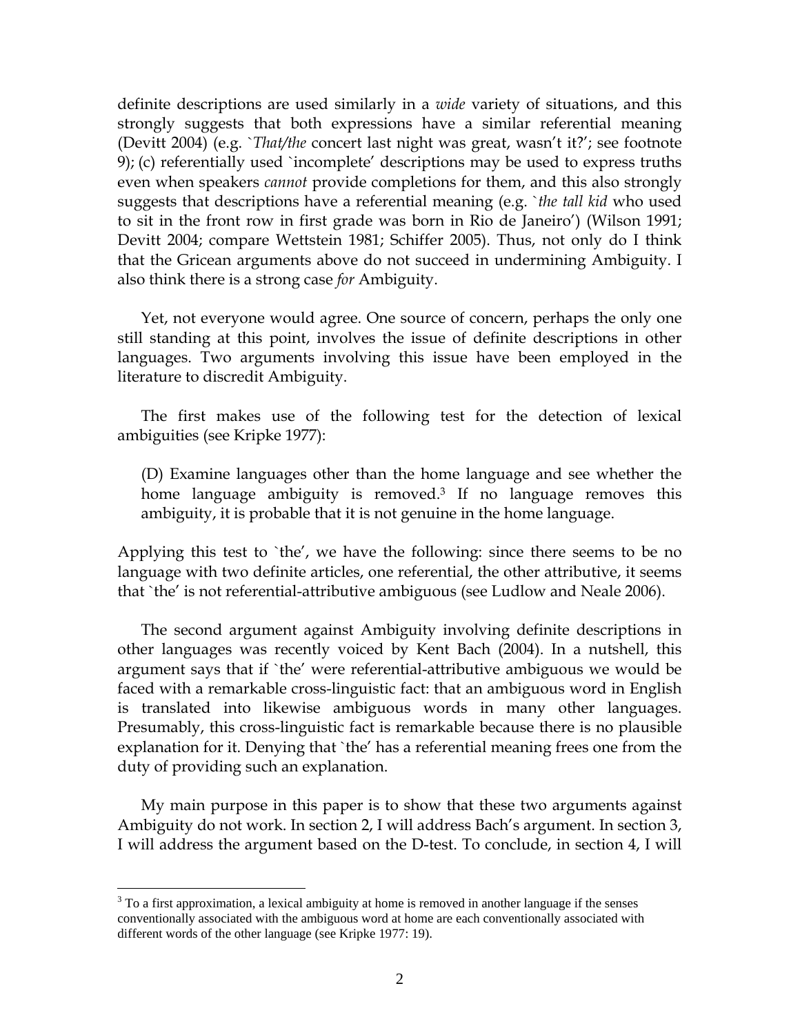definite descriptions are used similarly in a *wide* variety of situations, and this strongly suggests that both expressions have a similar referential meaning (Devitt 2004) (e.g. `*That/the* concert last night was great, wasn't it?'; see footnote 9); (c) referentially used `incomplete' descriptions may be used to express truths even when speakers *cannot* provide completions for them, and this also strongly suggests that descriptions have a referential meaning (e.g. `*the tall kid* who used to sit in the front row in first grade was born in Rio de Janeiro') (Wilson 1991; Devitt 2004; compare Wettstein 1981; Schiffer 2005). Thus, not only do I think that the Gricean arguments above do not succeed in undermining Ambiguity. I also think there is a strong case *for* Ambiguity.

Yet, not everyone would agree. One source of concern, perhaps the only one still standing at this point, involves the issue of definite descriptions in other languages. Two arguments involving this issue have been employed in the literature to discredit Ambiguity.

The first makes use of the following test for the detection of lexical ambiguities (see Kripke 1977):

> (D) Examine languages other than the home language and see whether the home language ambiguity is removed.[3] If no language removes this ambiguity, it is probable that it is not genuine in the home language.

Applying this test to `the', we have the following: since there seems to be no language with two definite articles, one referential, the other attributive, it seems that `the' is not referential-attributive ambiguous (see Ludlow and Neale 2006).

The second argument against Ambiguity involving definite descriptions in other languages was recently voiced by Kent Bach (2004). In a nutshell, this argument says that if `the' were referential-attributive ambiguous we would be faced with a remarkable cross-linguistic fact: that an ambiguous word in English is translated into likewise ambiguous words in many other languages. Presumably, this cross-linguistic fact is remarkable because there is no plausible explanation for it. Denying that `the' has a referential meaning frees one from the duty of providing such an explanation.

My main purpose in this paper is to show that these two arguments against Ambiguity do not work. In section 2, I will address Bach's argument. In section 3, I will address the argument based on the D-test. To conclude, in section 4, I will

[3] To a first approximation, a lexical ambiguity at home is removed in another language if the senses conventionally associated with the ambiguous word at home are each conventionally associated with different words of the other language (see Kripke 1977: 19).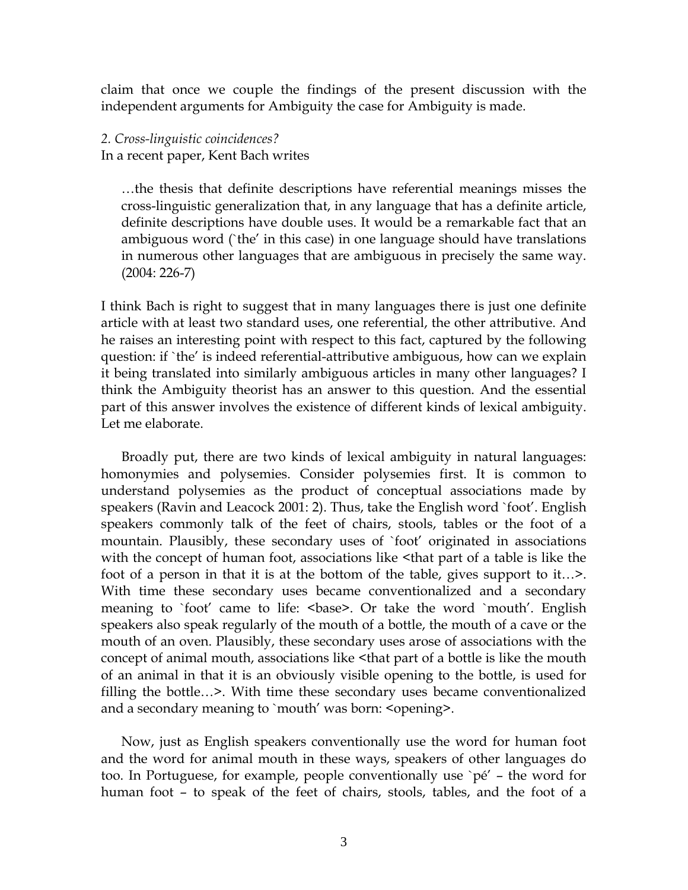claim that once we couple the findings of the present discussion with the independent arguments for Ambiguity the case for Ambiguity is made.

*2. Cross-linguistic coincidences?*

In a recent paper, Kent Bach writes

> …the thesis that definite descriptions have referential meanings misses the cross-linguistic generalization that, in any language that has a definite article, definite descriptions have double uses. It would be a remarkable fact that an ambiguous word (`the' in this case) in one language should have translations in numerous other languages that are ambiguous in precisely the same way. (2004: 226-7)

I think Bach is right to suggest that in many languages there is just one definite article with at least two standard uses, one referential, the other attributive. And he raises an interesting point with respect to this fact, captured by the following question: if `the' is indeed referential-attributive ambiguous, how can we explain it being translated into similarly ambiguous articles in many other languages? I think the Ambiguity theorist has an answer to this question. And the essential part of this answer involves the existence of different kinds of lexical ambiguity. Let me elaborate.

Broadly put, there are two kinds of lexical ambiguity in natural languages: homonymies and polysemies. Consider polysemies first. It is common to understand polysemies as the product of conceptual associations made by speakers (Ravin and Leacock 2001: 2). Thus, take the English word `foot'. English speakers commonly talk of the feet of chairs, stools, tables or the foot of a mountain. Plausibly, these secondary uses of `foot' originated in associations with the concept of human foot, associations like <that part of a table is like the foot of a person in that it is at the bottom of the table, gives support to it…>. With time these secondary uses became conventionalized and a secondary meaning to `foot' came to life: <base>. Or take the word `mouth'. English speakers also speak regularly of the mouth of a bottle, the mouth of a cave or the mouth of an oven. Plausibly, these secondary uses arose of associations with the concept of animal mouth, associations like <that part of a bottle is like the mouth of an animal in that it is an obviously visible opening to the bottle, is used for filling the bottle…>. With time these secondary uses became conventionalized and a secondary meaning to `mouth' was born: <opening>.

Now, just as English speakers conventionally use the word for human foot and the word for animal mouth in these ways, speakers of other languages do too. In Portuguese, for example, people conventionally use `pé' – the word for human foot – to speak of the feet of chairs, stools, tables, and the foot of a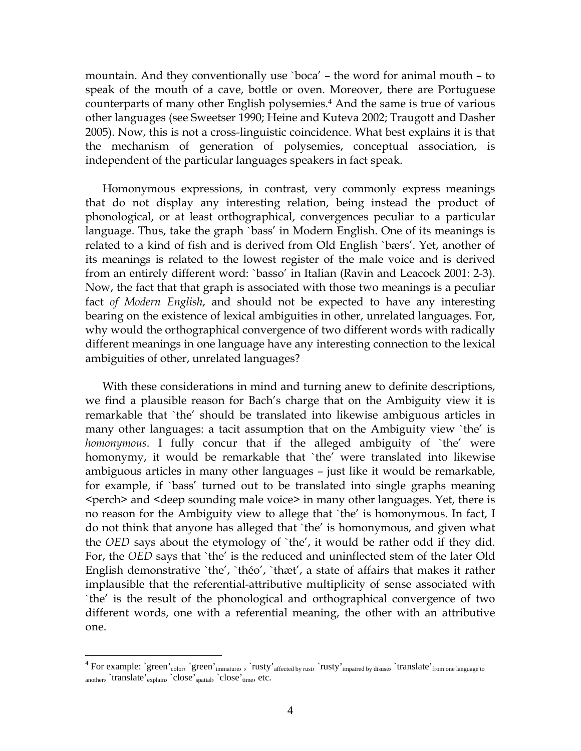mountain. And they conventionally use `boca' – the word for animal mouth – to speak of the mouth of a cave, bottle or oven. Moreover, there are Portuguese counterparts of many other English polysemies.[4] And the same is true of various other languages (see Sweetser 1990; Heine and Kuteva 2002; Traugott and Dasher 2005). Now, this is not a cross-linguistic coincidence. What best explains it is that the mechanism of generation of polysemies, conceptual association, is independent of the particular languages speakers in fact speak.

Homonymous expressions, in contrast, very commonly express meanings that do not display any interesting relation, being instead the product of phonological, or at least orthographical, convergences peculiar to a particular language. Thus, take the graph `bass' in Modern English. One of its meanings is related to a kind of fish and is derived from Old English `bærs'. Yet, another of its meanings is related to the lowest register of the male voice and is derived from an entirely different word: `basso' in Italian (Ravin and Leacock 2001: 2-3). Now, the fact that that graph is associated with those two meanings is a peculiar fact *of Modern English*, and should not be expected to have any interesting bearing on the existence of lexical ambiguities in other, unrelated languages. For, why would the orthographical convergence of two different words with radically different meanings in one language have any interesting connection to the lexical ambiguities of other, unrelated languages?

With these considerations in mind and turning anew to definite descriptions, we find a plausible reason for Bach's charge that on the Ambiguity view it is remarkable that `the' should be translated into likewise ambiguous articles in many other languages: a tacit assumption that on the Ambiguity view `the' is *homonymous*. I fully concur that if the alleged ambiguity of `the' were homonymy, it would be remarkable that `the' were translated into likewise ambiguous articles in many other languages – just like it would be remarkable, for example, if `bass' turned out to be translated into single graphs meaning <perch> and <deep sounding male voice> in many other languages. Yet, there is no reason for the Ambiguity view to allege that `the' is homonymous. In fact, I do not think that anyone has alleged that `the' is homonymous, and given what the *OED* says about the etymology of `the', it would be rather odd if they did. For, the *OED* says that `the' is the reduced and uninflected stem of the later Old English demonstrative `the', `théo', `thæt', a state of affairs that makes it rather implausible that the referential-attributive multiplicity of sense associated with `the' is the result of the phonological and orthographical convergence of two different words, one with a referential meaning, the other with an attributive one.

---

[4] For example: `green'$_{\text{color}}$, `green'$_{\text{immature}}$, , `rusty'$_{\text{affected by rust}}$, `rusty'$_{\text{impaired by disuse}}$, `translate'$_{\text{from one language to another}}$, `translate'$_{\text{explain}}$, `close'$_{\text{spatial}}$, `close'$_{\text{time}}$, etc.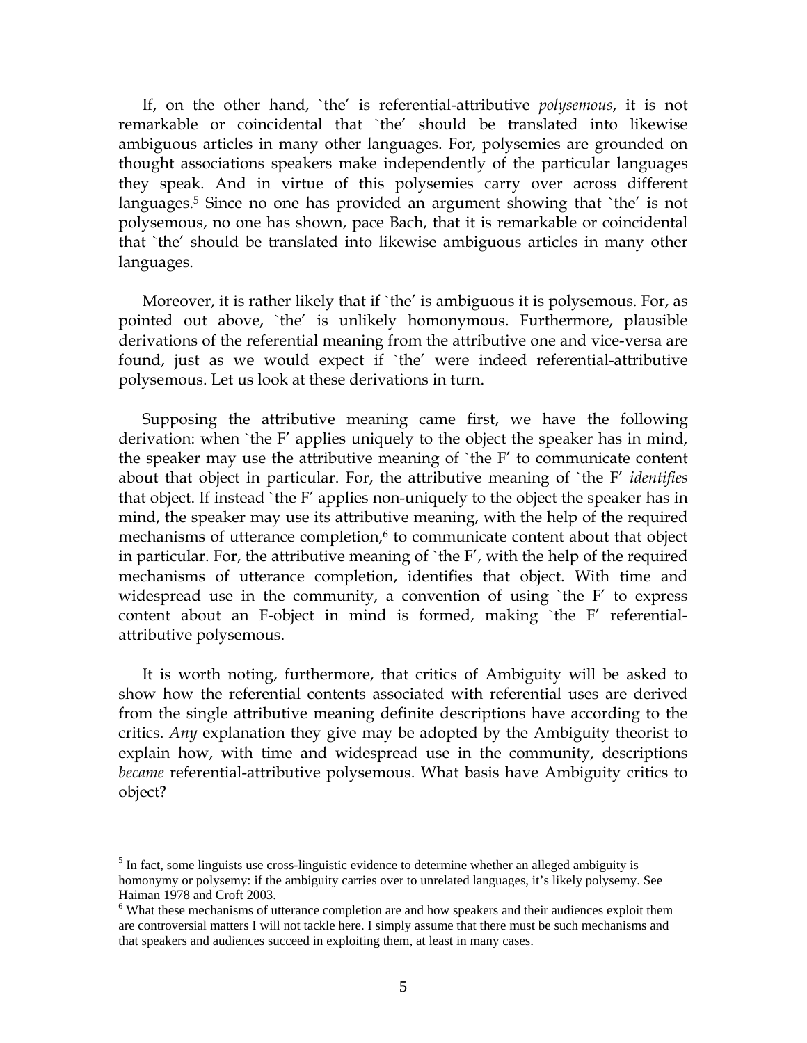If, on the other hand, `the' is referential-attributive *polysemous*, it is not remarkable or coincidental that `the' should be translated into likewise ambiguous articles in many other languages. For, polysemies are grounded on thought associations speakers make independently of the particular languages they speak. And in virtue of this polysemies carry over across different languages.[5] Since no one has provided an argument showing that `the' is not polysemous, no one has shown, pace Bach, that it is remarkable or coincidental that `the' should be translated into likewise ambiguous articles in many other languages.

Moreover, it is rather likely that if `the' is ambiguous it is polysemous. For, as pointed out above, `the' is unlikely homonymous. Furthermore, plausible derivations of the referential meaning from the attributive one and vice-versa are found, just as we would expect if `the' were indeed referential-attributive polysemous. Let us look at these derivations in turn.

Supposing the attributive meaning came first, we have the following derivation: when `the F' applies uniquely to the object the speaker has in mind, the speaker may use the attributive meaning of `the F' to communicate content about that object in particular. For, the attributive meaning of `the F' *identifies* that object. If instead `the F' applies non-uniquely to the object the speaker has in mind, the speaker may use its attributive meaning, with the help of the required mechanisms of utterance completion,[6] to communicate content about that object in particular. For, the attributive meaning of `the F', with the help of the required mechanisms of utterance completion, identifies that object. With time and widespread use in the community, a convention of using `the F' to express content about an F-object in mind is formed, making `the F' referential-attributive polysemous.

It is worth noting, furthermore, that critics of Ambiguity will be asked to show how the referential contents associated with referential uses are derived from the single attributive meaning definite descriptions have according to the critics. *Any* explanation they give may be adopted by the Ambiguity theorist to explain how, with time and widespread use in the community, descriptions *became* referential-attributive polysemous. What basis have Ambiguity critics to object?

[5] In fact, some linguists use cross-linguistic evidence to determine whether an alleged ambiguity is homonymy or polysemy: if the ambiguity carries over to unrelated languages, it's likely polysemy. See Haiman 1978 and Croft 2003.

[6] What these mechanisms of utterance completion are and how speakers and their audiences exploit them are controversial matters I will not tackle here. I simply assume that there must be such mechanisms and that speakers and audiences succeed in exploiting them, at least in many cases.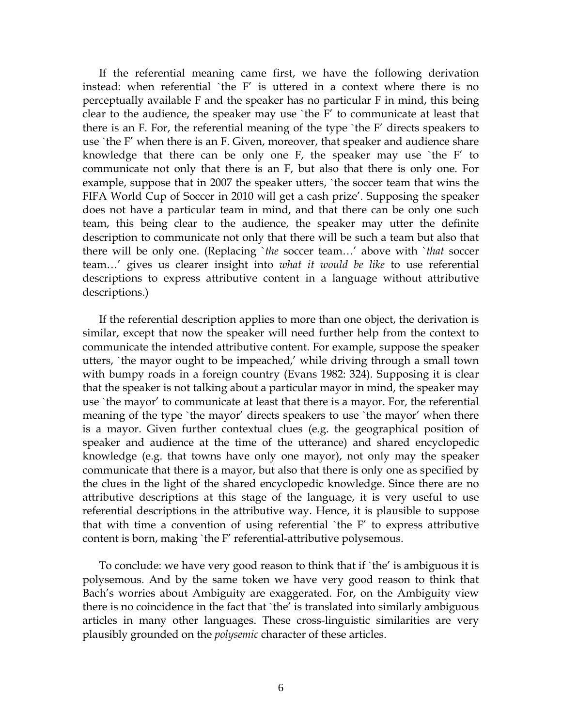If the referential meaning came first, we have the following derivation instead: when referential `the F' is uttered in a context where there is no perceptually available F and the speaker has no particular F in mind, this being clear to the audience, the speaker may use `the F' to communicate at least that there is an F. For, the referential meaning of the type `the F' directs speakers to use `the F' when there is an F. Given, moreover, that speaker and audience share knowledge that there can be only one F, the speaker may use `the F' to communicate not only that there is an F, but also that there is only one. For example, suppose that in 2007 the speaker utters, `the soccer team that wins the FIFA World Cup of Soccer in 2010 will get a cash prize'. Supposing the speaker does not have a particular team in mind, and that there can be only one such team, this being clear to the audience, the speaker may utter the definite description to communicate not only that there will be such a team but also that there will be only one. (Replacing `*the* soccer team…' above with `*that* soccer team…' gives us clearer insight into *what it would be like* to use referential descriptions to express attributive content in a language without attributive descriptions.)

If the referential description applies to more than one object, the derivation is similar, except that now the speaker will need further help from the context to communicate the intended attributive content. For example, suppose the speaker utters, `the mayor ought to be impeached,' while driving through a small town with bumpy roads in a foreign country (Evans 1982: 324). Supposing it is clear that the speaker is not talking about a particular mayor in mind, the speaker may use `the mayor' to communicate at least that there is a mayor. For, the referential meaning of the type `the mayor' directs speakers to use `the mayor' when there is a mayor. Given further contextual clues (e.g. the geographical position of speaker and audience at the time of the utterance) and shared encyclopedic knowledge (e.g. that towns have only one mayor), not only may the speaker communicate that there is a mayor, but also that there is only one as specified by the clues in the light of the shared encyclopedic knowledge. Since there are no attributive descriptions at this stage of the language, it is very useful to use referential descriptions in the attributive way. Hence, it is plausible to suppose that with time a convention of using referential `the F' to express attributive content is born, making `the F' referential-attributive polysemous.

To conclude: we have very good reason to think that if `the' is ambiguous it is polysemous. And by the same token we have very good reason to think that Bach's worries about Ambiguity are exaggerated. For, on the Ambiguity view there is no coincidence in the fact that `the' is translated into similarly ambiguous articles in many other languages. These cross-linguistic similarities are very plausibly grounded on the *polysemic* character of these articles.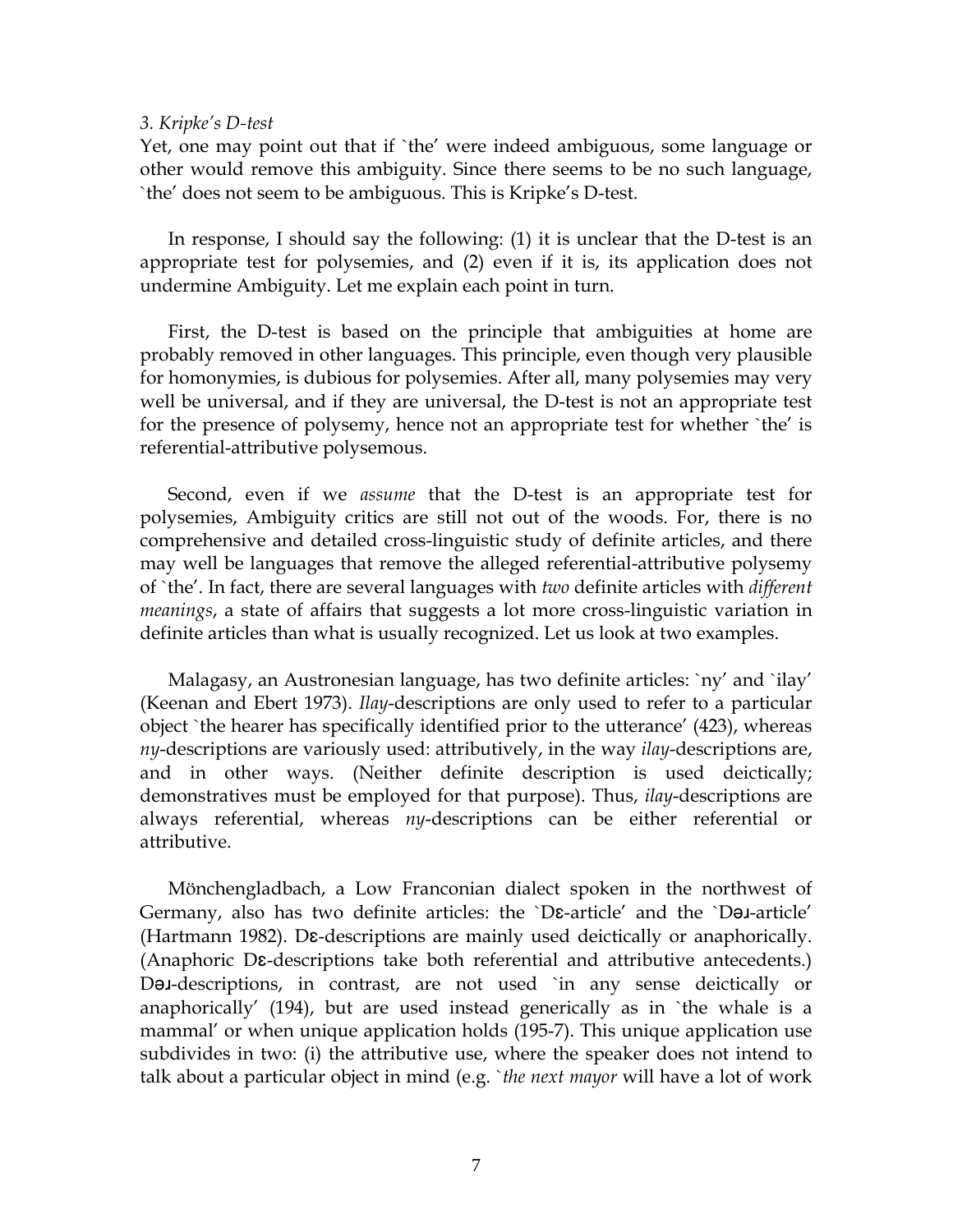*3. Kripke's D-test*

Yet, one may point out that if `the' were indeed ambiguous, some language or other would remove this ambiguity. Since there seems to be no such language, `the' does not seem to be ambiguous. This is Kripke's D-test.

In response, I should say the following: (1) it is unclear that the D-test is an appropriate test for polysemies, and (2) even if it is, its application does not undermine Ambiguity. Let me explain each point in turn.

First, the D-test is based on the principle that ambiguities at home are probably removed in other languages. This principle, even though very plausible for homonymies, is dubious for polysemies. After all, many polysemies may very well be universal, and if they are universal, the D-test is not an appropriate test for the presence of polysemy, hence not an appropriate test for whether `the' is referential-attributive polysemous.

Second, even if we *assume* that the D-test is an appropriate test for polysemies, Ambiguity critics are still not out of the woods. For, there is no comprehensive and detailed cross-linguistic study of definite articles, and there may well be languages that remove the alleged referential-attributive polysemy of `the'. In fact, there are several languages with *two* definite articles with *different meanings*, a state of affairs that suggests a lot more cross-linguistic variation in definite articles than what is usually recognized. Let us look at two examples.

Malagasy, an Austronesian language, has two definite articles: `ny' and `ilay' (Keenan and Ebert 1973). *Ilay*-descriptions are only used to refer to a particular object `the hearer has specifically identified prior to the utterance' (423), whereas *ny*-descriptions are variously used: attributively, in the way *ilay*-descriptions are, and in other ways. (Neither definite description is used deictically; demonstratives must be employed for that purpose). Thus, *ilay*-descriptions are always referential, whereas *ny*-descriptions can be either referential or attributive.

Mönchengladbach, a Low Franconian dialect spoken in the northwest of Germany, also has two definite articles: the `Dɛ-article' and the `Dəɹ-article' (Hartmann 1982). Dɛ-descriptions are mainly used deictically or anaphorically. (Anaphoric Dɛ-descriptions take both referential and attributive antecedents.) Dəɹ-descriptions, in contrast, are not used `in any sense deictically or anaphorically' (194), but are used instead generically as in `the whale is a mammal' or when unique application holds (195-7). This unique application use subdivides in two: (i) the attributive use, where the speaker does not intend to talk about a particular object in mind (e.g. `*the next mayor* will have a lot of work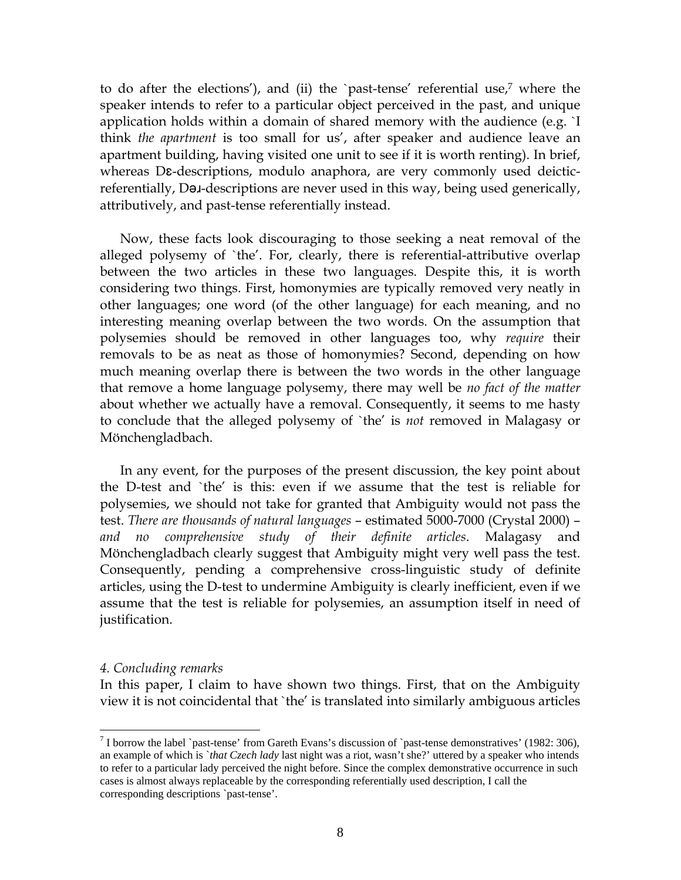to do after the elections'), and (ii) the `past-tense' referential use,[7] where the speaker intends to refer to a particular object perceived in the past, and unique application holds within a domain of shared memory with the audience (e.g. `I think *the apartment* is too small for us', after speaker and audience leave an apartment building, having visited one unit to see if it is worth renting). In brief, whereas Dɛ-descriptions, modulo anaphora, are very commonly used deictic-referentially, Dəɹ-descriptions are never used in this way, being used generically, attributively, and past-tense referentially instead.

Now, these facts look discouraging to those seeking a neat removal of the alleged polysemy of `the'. For, clearly, there is referential-attributive overlap between the two articles in these two languages. Despite this, it is worth considering two things. First, homonymies are typically removed very neatly in other languages; one word (of the other language) for each meaning, and no interesting meaning overlap between the two words. On the assumption that polysemies should be removed in other languages too, why *require* their removals to be as neat as those of homonymies? Second, depending on how much meaning overlap there is between the two words in the other language that remove a home language polysemy, there may well be *no fact of the matter* about whether we actually have a removal. Consequently, it seems to me hasty to conclude that the alleged polysemy of `the' is *not* removed in Malagasy or Mönchengladbach.

In any event, for the purposes of the present discussion, the key point about the D-test and `the' is this: even if we assume that the test is reliable for polysemies, we should not take for granted that Ambiguity would not pass the test. *There are thousands of natural languages* – estimated 5000-7000 (Crystal 2000) – *and no comprehensive study of their definite articles*. Malagasy and Mönchengladbach clearly suggest that Ambiguity might very well pass the test. Consequently, pending a comprehensive cross-linguistic study of definite articles, using the D-test to undermine Ambiguity is clearly inefficient, even if we assume that the test is reliable for polysemies, an assumption itself in need of justification.

### *4. Concluding remarks*

In this paper, I claim to have shown two things. First, that on the Ambiguity view it is not coincidental that `the' is translated into similarly ambiguous articles

[7] I borrow the label `past-tense' from Gareth Evans's discussion of `past-tense demonstratives' (1982: 306), an example of which is `*that Czech lady* last night was a riot, wasn't she?' uttered by a speaker who intends to refer to a particular lady perceived the night before. Since the complex demonstrative occurrence in such cases is almost always replaceable by the corresponding referentially used description, I call the corresponding descriptions `past-tense'.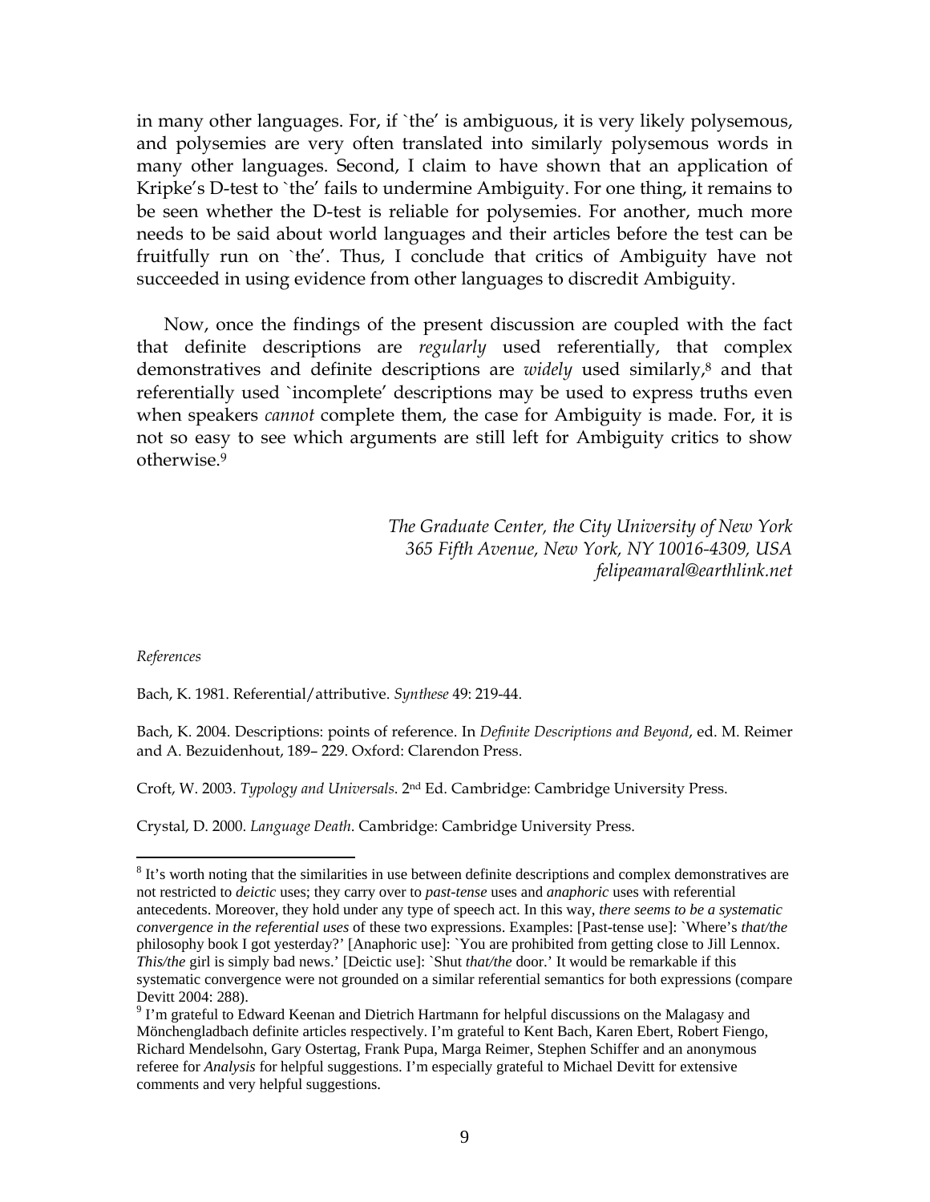in many other languages. For, if `the' is ambiguous, it is very likely polysemous, and polysemies are very often translated into similarly polysemous words in many other languages. Second, I claim to have shown that an application of Kripke's D-test to `the' fails to undermine Ambiguity. For one thing, it remains to be seen whether the D-test is reliable for polysemies. For another, much more needs to be said about world languages and their articles before the test can be fruitfully run on `the'. Thus, I conclude that critics of Ambiguity have not succeeded in using evidence from other languages to discredit Ambiguity.

Now, once the findings of the present discussion are coupled with the fact that definite descriptions are *regularly* used referentially, that complex demonstratives and definite descriptions are *widely* used similarly,[8] and that referentially used `incomplete' descriptions may be used to express truths even when speakers *cannot* complete them, the case for Ambiguity is made. For, it is not so easy to see which arguments are still left for Ambiguity critics to show otherwise.[9]

*The Graduate Center, the City University of New York*
*365 Fifth Avenue, New York, NY 10016-4309, USA*
*felipeamaral@earthlink.net*

*References*

Bach, K. 1981. Referential/attributive. *Synthese* 49: 219-44.

Bach, K. 2004. Descriptions: points of reference. In *Definite Descriptions and Beyond*, ed. M. Reimer and A. Bezuidenhout, 189– 229. Oxford: Clarendon Press.

Croft, W. 2003. *Typology and Universals*. 2nd Ed. Cambridge: Cambridge University Press.

Crystal, D. 2000. *Language Death*. Cambridge: Cambridge University Press.

---

[8] It's worth noting that the similarities in use between definite descriptions and complex demonstratives are not restricted to *deictic* uses; they carry over to *past-tense* uses and *anaphoric* uses with referential antecedents. Moreover, they hold under any type of speech act. In this way, *there seems to be a systematic convergence in the referential uses* of these two expressions. Examples: [Past-tense use]: `Where's *that/the* philosophy book I got yesterday?' [Anaphoric use]: `You are prohibited from getting close to Jill Lennox. *This/the* girl is simply bad news.' [Deictic use]: `Shut *that/the* door.' It would be remarkable if this systematic convergence were not grounded on a similar referential semantics for both expressions (compare Devitt 2004: 288).

[9] I'm grateful to Edward Keenan and Dietrich Hartmann for helpful discussions on the Malagasy and Mönchengladbach definite articles respectively. I'm grateful to Kent Bach, Karen Ebert, Robert Fiengo, Richard Mendelsohn, Gary Ostertag, Frank Pupa, Marga Reimer, Stephen Schiffer and an anonymous referee for *Analysis* for helpful suggestions. I'm especially grateful to Michael Devitt for extensive comments and very helpful suggestions.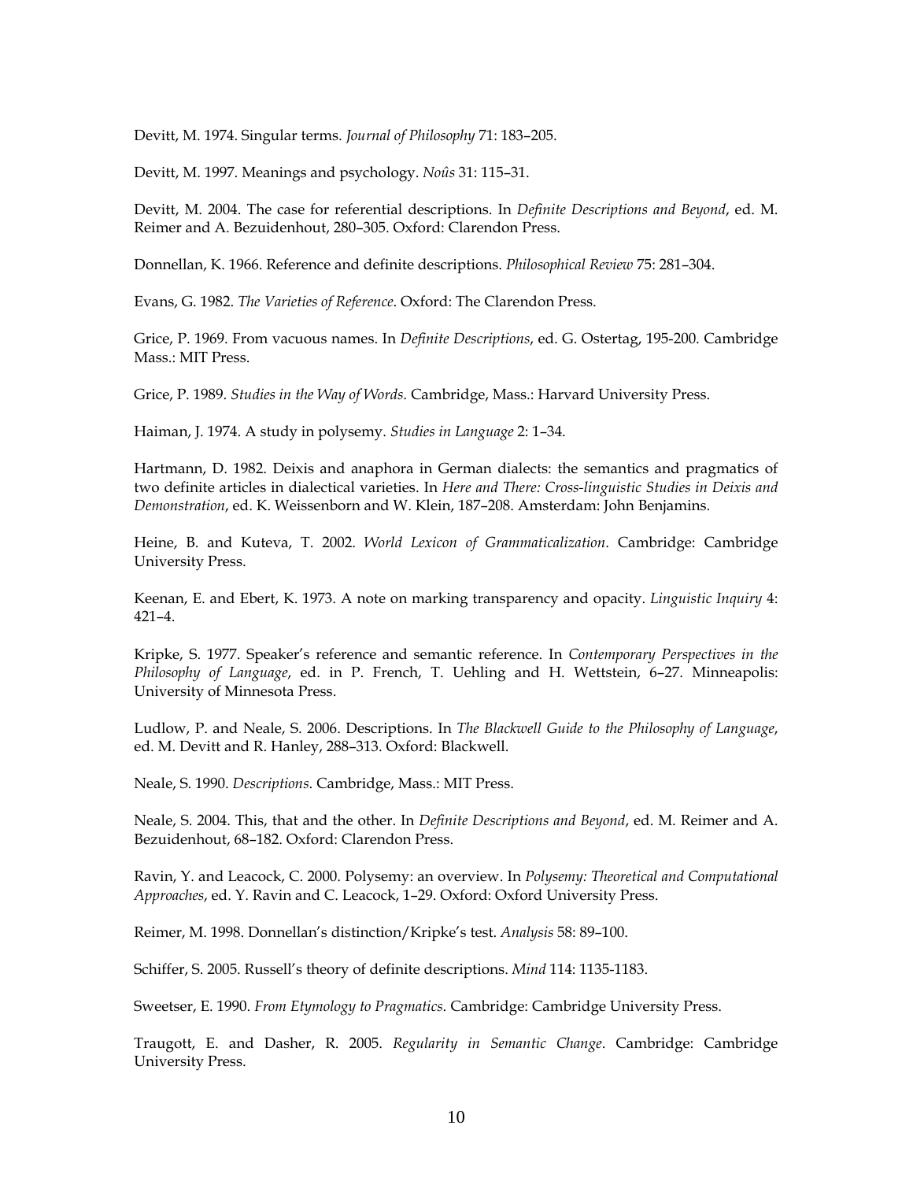Devitt, M. 1974. Singular terms. *Journal of Philosophy* 71: 183–205.

Devitt, M. 1997. Meanings and psychology. *Noûs* 31: 115–31.

Devitt, M. 2004. The case for referential descriptions. In *Definite Descriptions and Beyond*, ed. M. Reimer and A. Bezuidenhout, 280–305. Oxford: Clarendon Press.

Donnellan, K. 1966. Reference and definite descriptions. *Philosophical Review* 75: 281–304.

Evans, G. 1982. *The Varieties of Reference*. Oxford: The Clarendon Press.

Grice, P. 1969. From vacuous names. In *Definite Descriptions*, ed. G. Ostertag, 195-200. Cambridge Mass.: MIT Press.

Grice, P. 1989. *Studies in the Way of Words*. Cambridge, Mass.: Harvard University Press.

Haiman, J. 1974. A study in polysemy. *Studies in Language* 2: 1–34.

Hartmann, D. 1982. Deixis and anaphora in German dialects: the semantics and pragmatics of two definite articles in dialectical varieties. In *Here and There: Cross-linguistic Studies in Deixis and Demonstration*, ed. K. Weissenborn and W. Klein, 187–208. Amsterdam: John Benjamins.

Heine, B. and Kuteva, T. 2002. *World Lexicon of Grammaticalization*. Cambridge: Cambridge University Press.

Keenan, E. and Ebert, K. 1973. A note on marking transparency and opacity. *Linguistic Inquiry* 4: 421–4.

Kripke, S. 1977. Speaker's reference and semantic reference. In *Contemporary Perspectives in the Philosophy of Language*, ed. in P. French, T. Uehling and H. Wettstein, 6–27. Minneapolis: University of Minnesota Press.

Ludlow, P. and Neale, S. 2006. Descriptions. In *The Blackwell Guide to the Philosophy of Language*, ed. M. Devitt and R. Hanley, 288–313. Oxford: Blackwell.

Neale, S. 1990. *Descriptions*. Cambridge, Mass.: MIT Press.

Neale, S. 2004. This, that and the other. In *Definite Descriptions and Beyond*, ed. M. Reimer and A. Bezuidenhout, 68–182. Oxford: Clarendon Press.

Ravin, Y. and Leacock, C. 2000. Polysemy: an overview. In *Polysemy: Theoretical and Computational Approaches*, ed. Y. Ravin and C. Leacock, 1–29. Oxford: Oxford University Press.

Reimer, M. 1998. Donnellan's distinction/Kripke's test. *Analysis* 58: 89–100.

Schiffer, S. 2005. Russell's theory of definite descriptions. *Mind* 114: 1135-1183.

Sweetser, E. 1990. *From Etymology to Pragmatics*. Cambridge: Cambridge University Press.

Traugott, E. and Dasher, R. 2005. *Regularity in Semantic Change*. Cambridge: Cambridge University Press.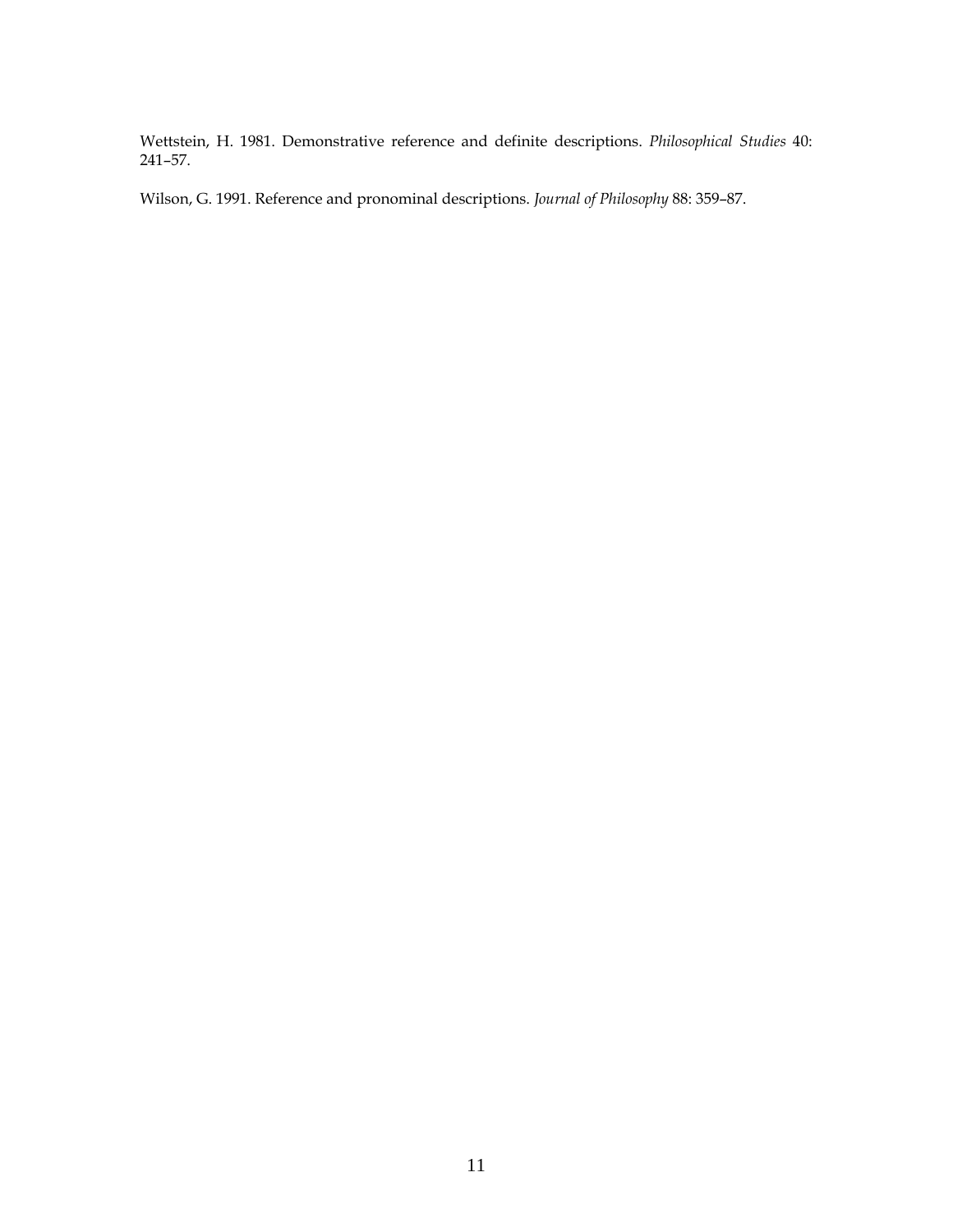Wettstein, H. 1981. Demonstrative reference and definite descriptions. *Philosophical Studies* 40: 241–57.

Wilson, G. 1991. Reference and pronominal descriptions. *Journal of Philosophy* 88: 359–87.